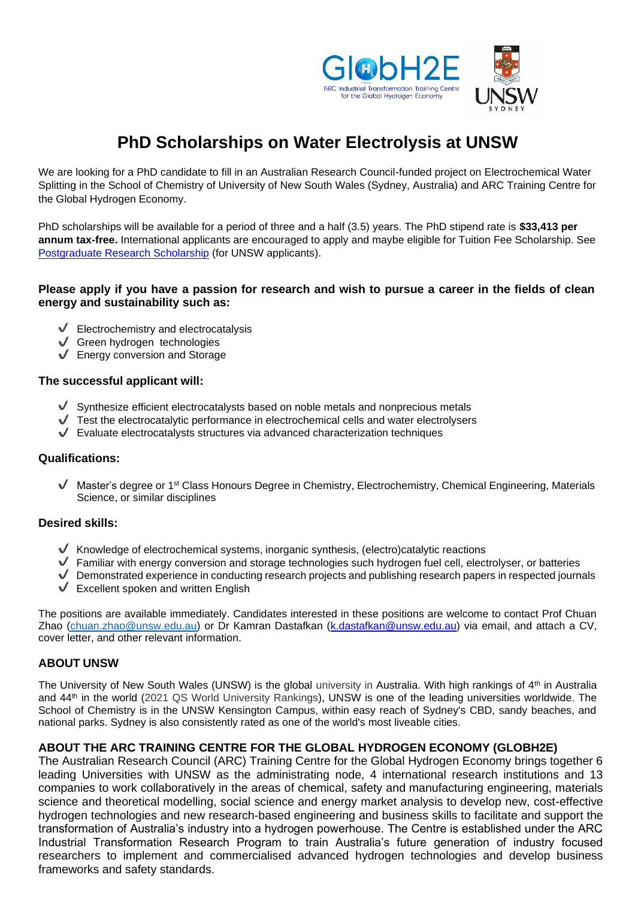# PhD Scholarships on Water Electrolysis at UNSW

We are looking for a PhD candidate to fill in an Australian Research Council-funded project on Electrochemical Water Splitting in the School of Chemistry of University of New South Wales (Sydney, Australia) and ARC Training Centre for the Global Hydrogen Economy.

PhD scholarships will be available for a period of three and a half (3.5) years. The PhD stipend rate is **$33,413 per annum tax-free.** International applicants are encouraged to apply and maybe eligible for Tuition Fee Scholarship. See [Postgraduate Research Scholarship] (for UNSW applicants).

### Please apply if you have a passion for research and wish to pursue a career in the fields of clean energy and sustainability such as:

- Electrochemistry and electrocatalysis
- Green hydrogen technologies
- Energy conversion and Storage

### The successful applicant will:

- Synthesize efficient electrocatalysts based on noble metals and nonprecious metals
- Test the electrocatalytic performance in electrochemical cells and water electrolysers
- Evaluate electrocatalysts structures via advanced characterization techniques

### Qualifications:

- Master's degree or 1st Class Honours Degree in Chemistry, Electrochemistry, Chemical Engineering, Materials Science, or similar disciplines

### Desired skills:

- Knowledge of electrochemical systems, inorganic synthesis, (electro)catalytic reactions
- Familiar with energy conversion and storage technologies such hydrogen fuel cell, electrolyser, or batteries
- Demonstrated experience in conducting research projects and publishing research papers in respected journals
- Excellent spoken and written English

The positions are available immediately. Candidates interested in these positions are welcome to contact Prof Chuan Zhao (chuan.zhao@unsw.edu.au) or Dr Kamran Dastafkan (k.dastafkan@unsw.edu.au) via email, and attach a CV, cover letter, and other relevant information.

### ABOUT UNSW

The University of New South Wales (UNSW) is the global university in Australia. With high rankings of 4th in Australia and 44th in the world (2021 QS World University Rankings), UNSW is one of the leading universities worldwide. The School of Chemistry is in the UNSW Kensington Campus, within easy reach of Sydney's CBD, sandy beaches, and national parks. Sydney is also consistently rated as one of the world's most liveable cities.

### ABOUT THE ARC TRAINING CENTRE FOR THE GLOBAL HYDROGEN ECONOMY (GLOBH2E)

The Australian Research Council (ARC) Training Centre for the Global Hydrogen Economy brings together 6 leading Universities with UNSW as the administrating node, 4 international research institutions and 13 companies to work collaboratively in the areas of chemical, safety and manufacturing engineering, materials science and theoretical modelling, social science and energy market analysis to develop new, cost-effective hydrogen technologies and new research-based engineering and business skills to facilitate and support the transformation of Australia's industry into a hydrogen powerhouse. The Centre is established under the ARC Industrial Transformation Research Program to train Australia's future generation of industry focused researchers to implement and commercialised advanced hydrogen technologies and develop business frameworks and safety standards.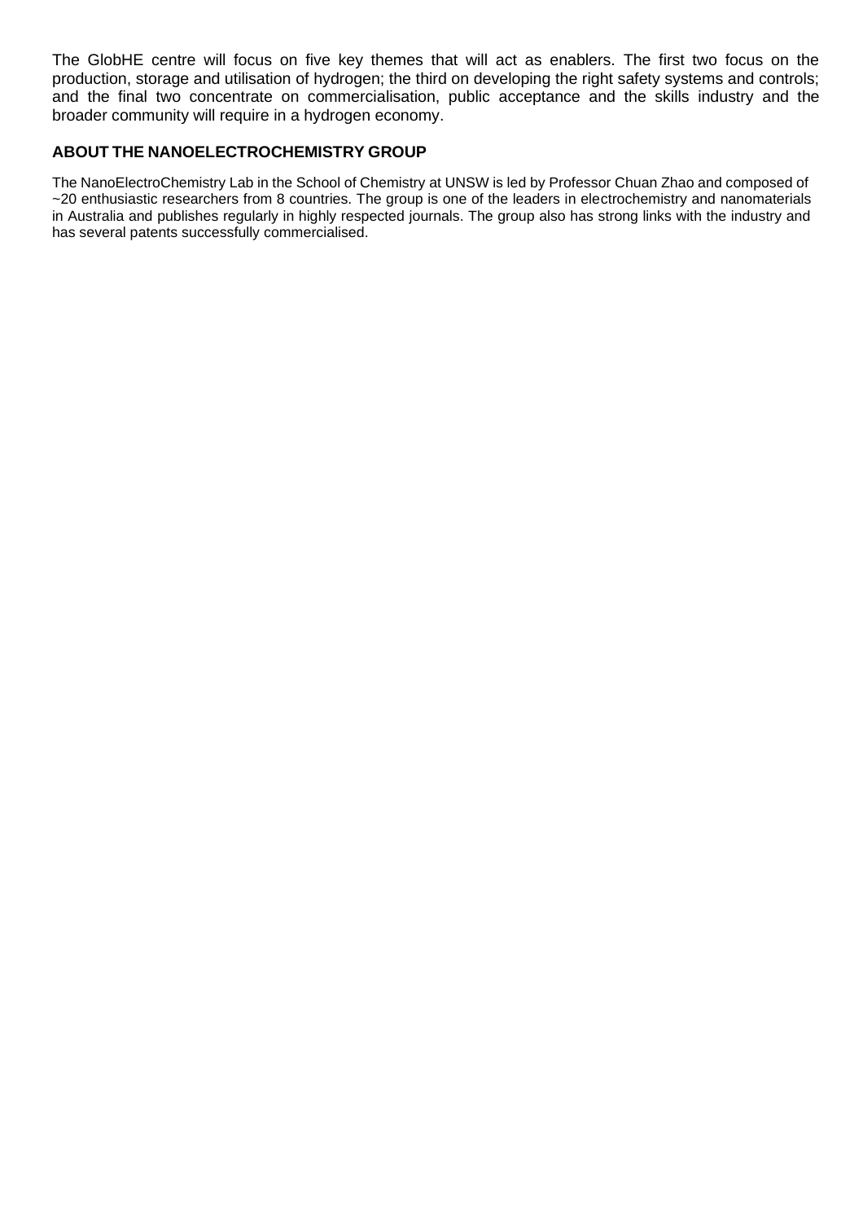The GlobHE centre will focus on five key themes that will act as enablers. The first two focus on the production, storage and utilisation of hydrogen; the third on developing the right safety systems and controls; and the final two concentrate on commercialisation, public acceptance and the skills industry and the broader community will require in a hydrogen economy.

## ABOUT THE NANOELECTROCHEMISTRY GROUP

The NanoElectroChemistry Lab in the School of Chemistry at UNSW is led by Professor Chuan Zhao and composed of ~20 enthusiastic researchers from 8 countries. The group is one of the leaders in electrochemistry and nanomaterials in Australia and publishes regularly in highly respected journals. The group also has strong links with the industry and has several patents successfully commercialised.